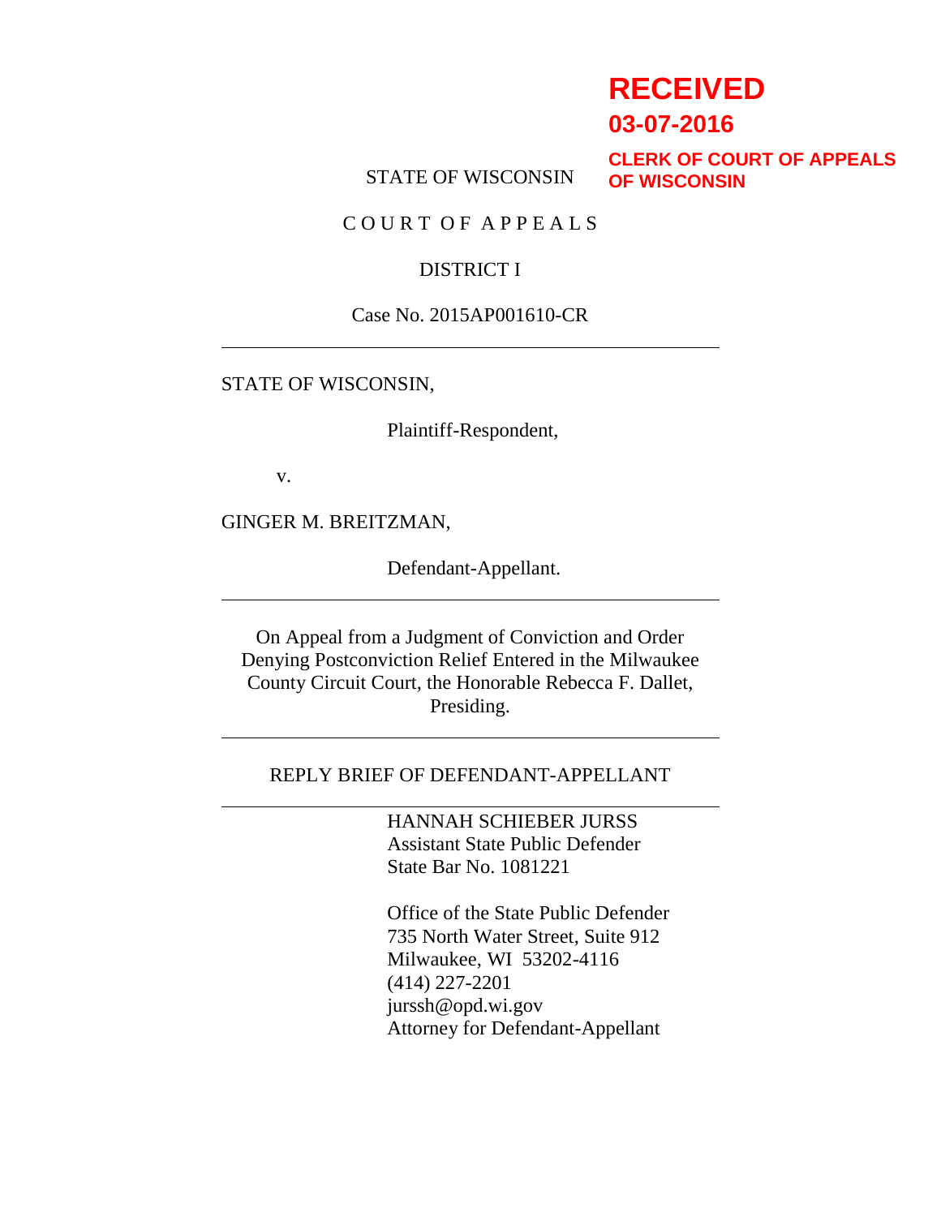**RECEIVED**
**03-07-2016**
**CLERK OF COURT OF APPEALS OF WISCONSIN**

STATE OF WISCONSIN

C O U R T O F A P P E A L S

DISTRICT I

Case No. 2015AP001610-CR

---

STATE OF WISCONSIN,

Plaintiff-Respondent,

v.

GINGER M. BREITZMAN,

Defendant-Appellant.

---

On Appeal from a Judgment of Conviction and Order Denying Postconviction Relief Entered in the Milwaukee County Circuit Court, the Honorable Rebecca F. Dallet, Presiding.

---

REPLY BRIEF OF DEFENDANT-APPELLANT

---

HANNAH SCHIEBER JURSS
Assistant State Public Defender
State Bar No. 1081221

Office of the State Public Defender
735 North Water Street, Suite 912
Milwaukee, WI 53202-4116
(414) 227-2201
jurssh@opd.wi.gov
Attorney for Defendant-Appellant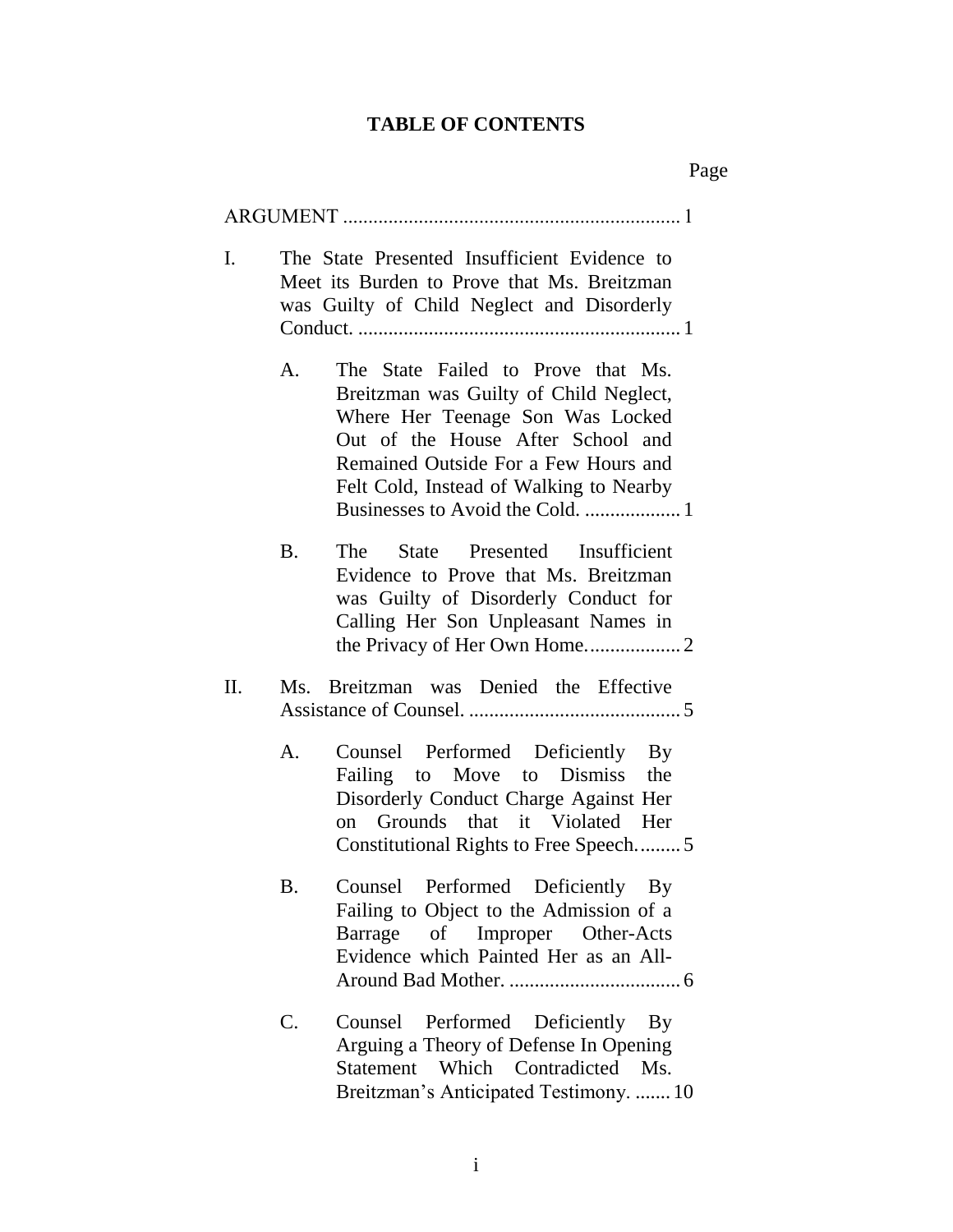# TABLE OF CONTENTS

Page

ARGUMENT ..................................................................... 1

I. The State Presented Insufficient Evidence to Meet its Burden to Prove that Ms. Breitzman was Guilty of Child Neglect and Disorderly Conduct. ................................................................ 1

   A. The State Failed to Prove that Ms. Breitzman was Guilty of Child Neglect, Where Her Teenage Son Was Locked Out of the House After School and Remained Outside For a Few Hours and Felt Cold, Instead of Walking to Nearby Businesses to Avoid the Cold. ................... 1

   B. The State Presented Insufficient Evidence to Prove that Ms. Breitzman was Guilty of Disorderly Conduct for Calling Her Son Unpleasant Names in the Privacy of Her Own Home.................. 2

II. Ms. Breitzman was Denied the Effective Assistance of Counsel. .......................................... 5

   A. Counsel Performed Deficiently By Failing to Move to Dismiss the Disorderly Conduct Charge Against Her on Grounds that it Violated Her Constitutional Rights to Free Speech......... 5

   B. Counsel Performed Deficiently By Failing to Object to the Admission of a Barrage of Improper Other-Acts Evidence which Painted Her as an All-Around Bad Mother. .................................. 6

   C. Counsel Performed Deficiently By Arguing a Theory of Defense In Opening Statement Which Contradicted Ms. Breitzman's Anticipated Testimony. ....... 10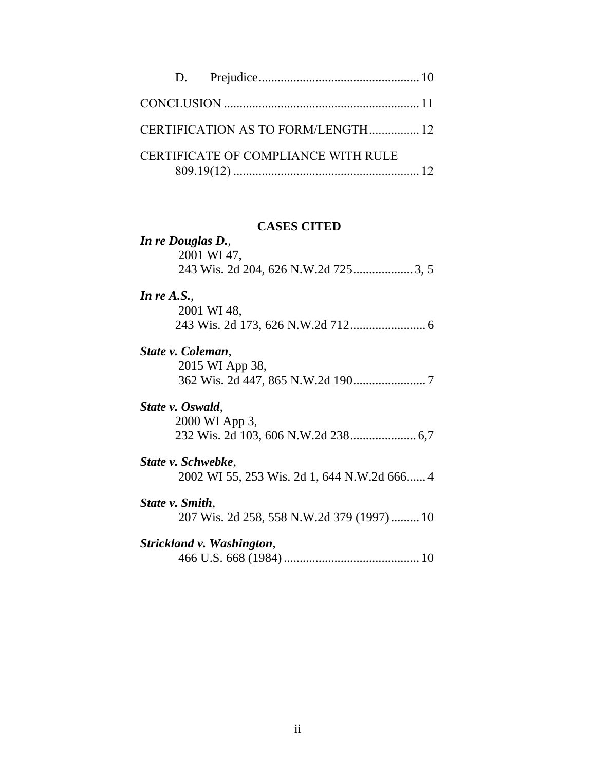D. Prejudice.................................................... 10

CONCLUSION ............................................................. 11

CERTIFICATION AS TO FORM/LENGTH................ 12

CERTIFICATE OF COMPLIANCE WITH RULE 809.19(12) ........................................................... 12

## CASES CITED

***In re Douglas D.***,
2001 WI 47,
243 Wis. 2d 204, 626 N.W.2d 725................... 3, 5

***In re A.S.***,
2001 WI 48,
243 Wis. 2d 173, 626 N.W.2d 712........................ 6

***State v. Coleman***,
2015 WI App 38,
362 Wis. 2d 447, 865 N.W.2d 190....................... 7

***State v. Oswald***,
2000 WI App 3,
232 Wis. 2d 103, 606 N.W.2d 238..................... 6,7

***State v. Schwebke***,
2002 WI 55, 253 Wis. 2d 1, 644 N.W.2d 666...... 4

***State v. Smith***,
207 Wis. 2d 258, 558 N.W.2d 379 (1997)......... 10

***Strickland v. Washington***,
466 U.S. 668 (1984)........................................... 10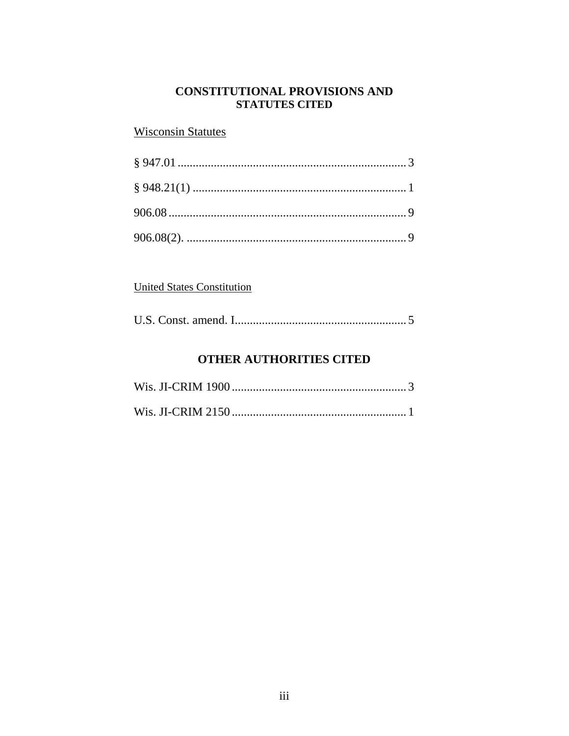## CONSTITUTIONAL PROVISIONS AND STATUTES CITED

Wisconsin Statutes

§ 947.01 ........................................................................... 3

§ 948.21(1) ....................................................................... 1

906.08 .............................................................................. 9

906.08(2). ......................................................................... 9

United States Constitution

U.S. Const. amend. I......................................................... 5

## OTHER AUTHORITIES CITED

Wis. JI-CRIM 1900 .......................................................... 3

Wis. JI-CRIM 2150 .......................................................... 1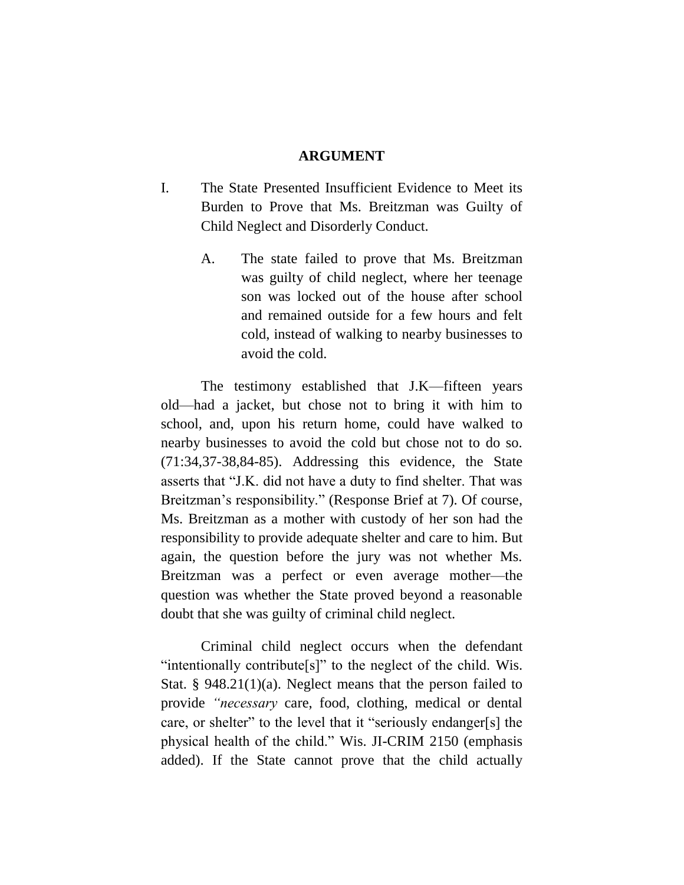# ARGUMENT

I. The State Presented Insufficient Evidence to Meet its Burden to Prove that Ms. Breitzman was Guilty of Child Neglect and Disorderly Conduct.

A. The state failed to prove that Ms. Breitzman was guilty of child neglect, where her teenage son was locked out of the house after school and remained outside for a few hours and felt cold, instead of walking to nearby businesses to avoid the cold.

The testimony established that J.K—fifteen years old—had a jacket, but chose not to bring it with him to school, and, upon his return home, could have walked to nearby businesses to avoid the cold but chose not to do so. (71:34,37-38,84-85). Addressing this evidence, the State asserts that "J.K. did not have a duty to find shelter. That was Breitzman's responsibility." (Response Brief at 7). Of course, Ms. Breitzman as a mother with custody of her son had the responsibility to provide adequate shelter and care to him. But again, the question before the jury was not whether Ms. Breitzman was a perfect or even average mother—the question was whether the State proved beyond a reasonable doubt that she was guilty of criminal child neglect.

Criminal child neglect occurs when the defendant "intentionally contribute[s]" to the neglect of the child. Wis. Stat. § 948.21(1)(a). Neglect means that the person failed to provide *"necessary* care, food, clothing, medical or dental care, or shelter" to the level that it "seriously endanger[s] the physical health of the child." Wis. JI-CRIM 2150 (emphasis added). If the State cannot prove that the child actually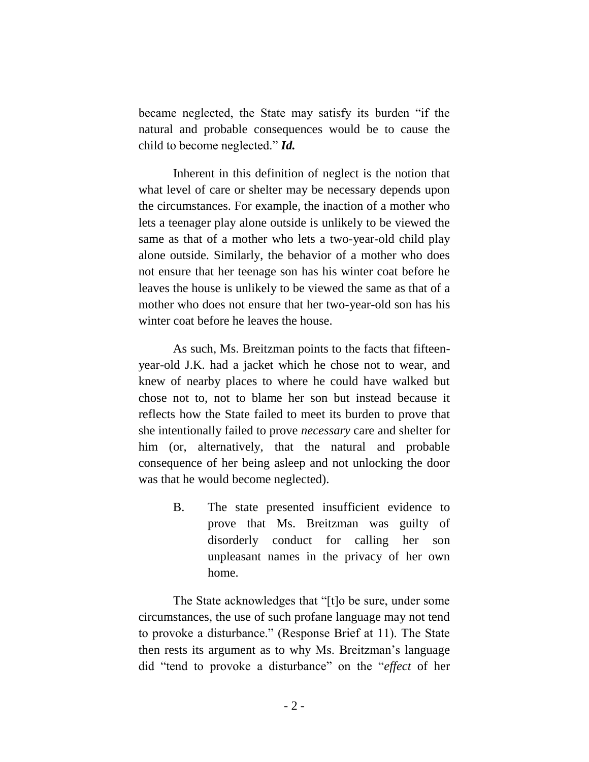became neglected, the State may satisfy its burden "if the natural and probable consequences would be to cause the child to become neglected." ***Id.***

Inherent in this definition of neglect is the notion that what level of care or shelter may be necessary depends upon the circumstances. For example, the inaction of a mother who lets a teenager play alone outside is unlikely to be viewed the same as that of a mother who lets a two-year-old child play alone outside. Similarly, the behavior of a mother who does not ensure that her teenage son has his winter coat before he leaves the house is unlikely to be viewed the same as that of a mother who does not ensure that her two-year-old son has his winter coat before he leaves the house.

As such, Ms. Breitzman points to the facts that fifteen-year-old J.K. had a jacket which he chose not to wear, and knew of nearby places to where he could have walked but chose not to, not to blame her son but instead because it reflects how the State failed to meet its burden to prove that she intentionally failed to prove *necessary* care and shelter for him (or, alternatively, that the natural and probable consequence of her being asleep and not unlocking the door was that he would become neglected).

B. The state presented insufficient evidence to prove that Ms. Breitzman was guilty of disorderly conduct for calling her son unpleasant names in the privacy of her own home.

The State acknowledges that "[t]o be sure, under some circumstances, the use of such profane language may not tend to provoke a disturbance." (Response Brief at 11). The State then rests its argument as to why Ms. Breitzman's language did "tend to provoke a disturbance" on the "*effect* of her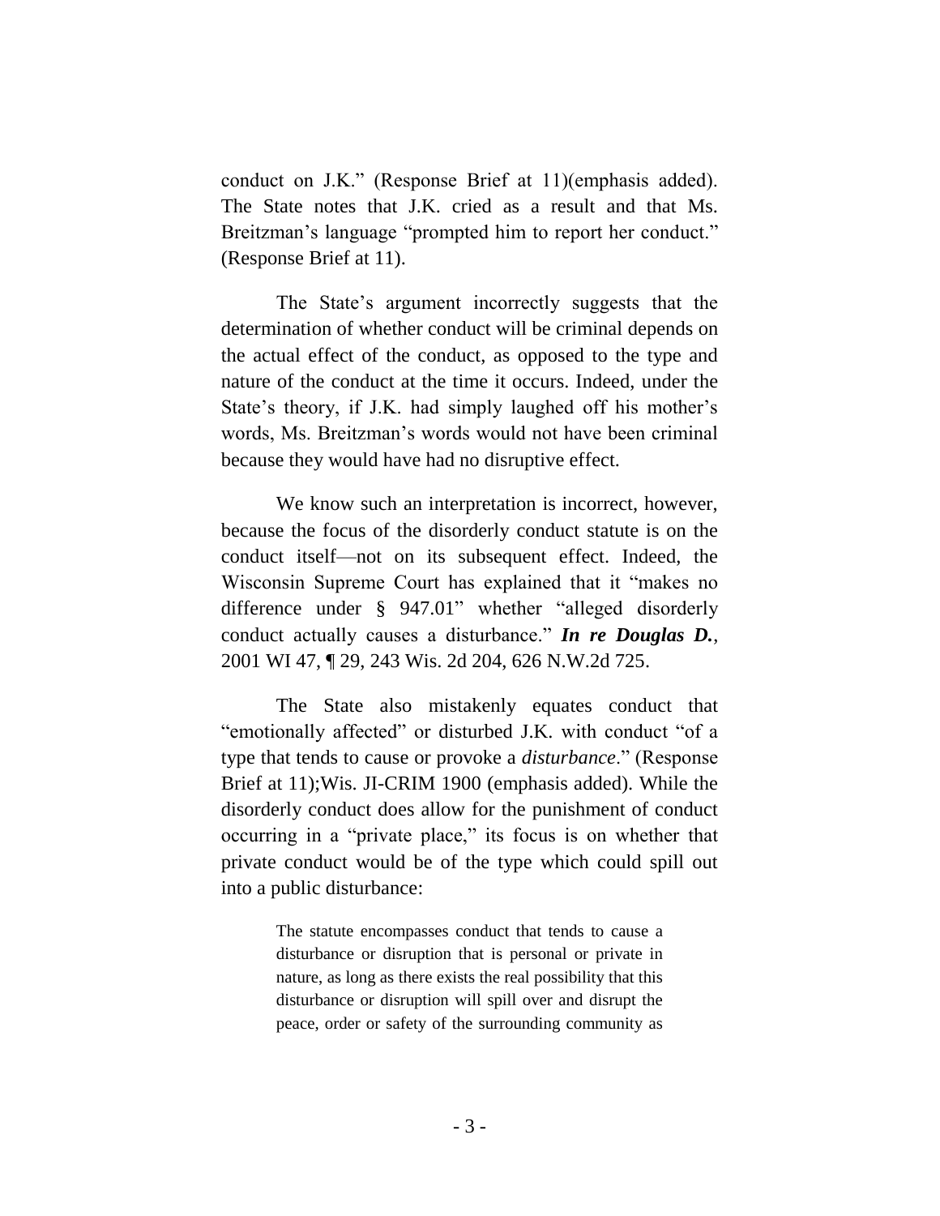conduct on J.K." (Response Brief at 11)(emphasis added). The State notes that J.K. cried as a result and that Ms. Breitzman's language "prompted him to report her conduct." (Response Brief at 11).

The State's argument incorrectly suggests that the determination of whether conduct will be criminal depends on the actual effect of the conduct, as opposed to the type and nature of the conduct at the time it occurs. Indeed, under the State's theory, if J.K. had simply laughed off his mother's words, Ms. Breitzman's words would not have been criminal because they would have had no disruptive effect.

We know such an interpretation is incorrect, however, because the focus of the disorderly conduct statute is on the conduct itself—not on its subsequent effect. Indeed, the Wisconsin Supreme Court has explained that it "makes no difference under § 947.01" whether "alleged disorderly conduct actually causes a disturbance." ***In re Douglas D.***, 2001 WI 47, ¶ 29, 243 Wis. 2d 204, 626 N.W.2d 725.

The State also mistakenly equates conduct that "emotionally affected" or disturbed J.K. with conduct "of a type that tends to cause or provoke a *disturbance*." (Response Brief at 11);Wis. JI-CRIM 1900 (emphasis added). While the disorderly conduct does allow for the punishment of conduct occurring in a "private place," its focus is on whether that private conduct would be of the type which could spill out into a public disturbance:

> The statute encompasses conduct that tends to cause a disturbance or disruption that is personal or private in nature, as long as there exists the real possibility that this disturbance or disruption will spill over and disrupt the peace, order or safety of the surrounding community as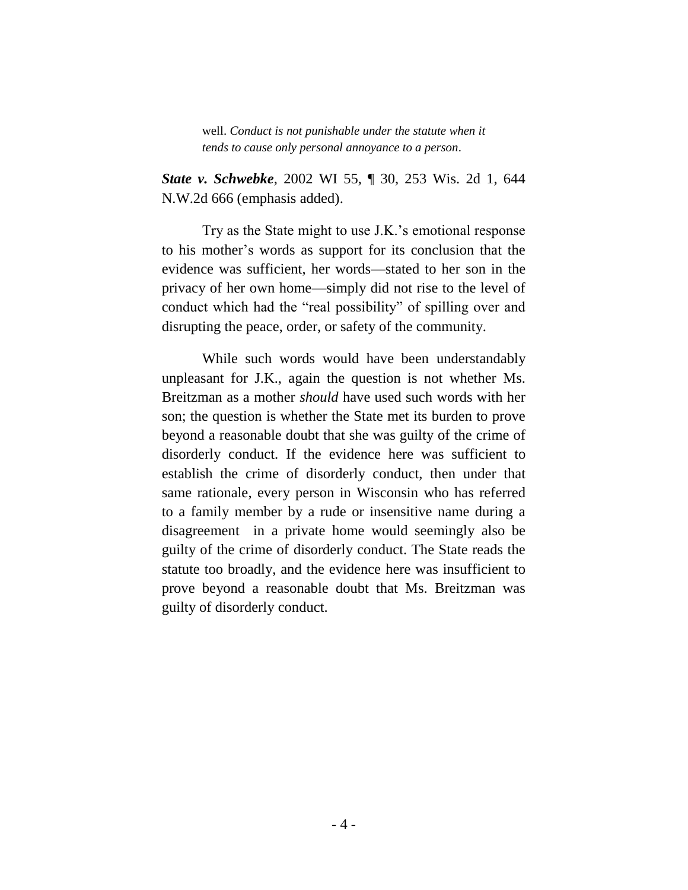> well. *Conduct is not punishable under the statute when it tends to cause only personal annoyance to a person*.

***State v. Schwebke***, 2002 WI 55, ¶ 30, 253 Wis. 2d 1, 644 N.W.2d 666 (emphasis added).

Try as the State might to use J.K.'s emotional response to his mother's words as support for its conclusion that the evidence was sufficient, her words—stated to her son in the privacy of her own home—simply did not rise to the level of conduct which had the "real possibility" of spilling over and disrupting the peace, order, or safety of the community.

While such words would have been understandably unpleasant for J.K., again the question is not whether Ms. Breitzman as a mother *should* have used such words with her son; the question is whether the State met its burden to prove beyond a reasonable doubt that she was guilty of the crime of disorderly conduct. If the evidence here was sufficient to establish the crime of disorderly conduct, then under that same rationale, every person in Wisconsin who has referred to a family member by a rude or insensitive name during a disagreement in a private home would seemingly also be guilty of the crime of disorderly conduct. The State reads the statute too broadly, and the evidence here was insufficient to prove beyond a reasonable doubt that Ms. Breitzman was guilty of disorderly conduct.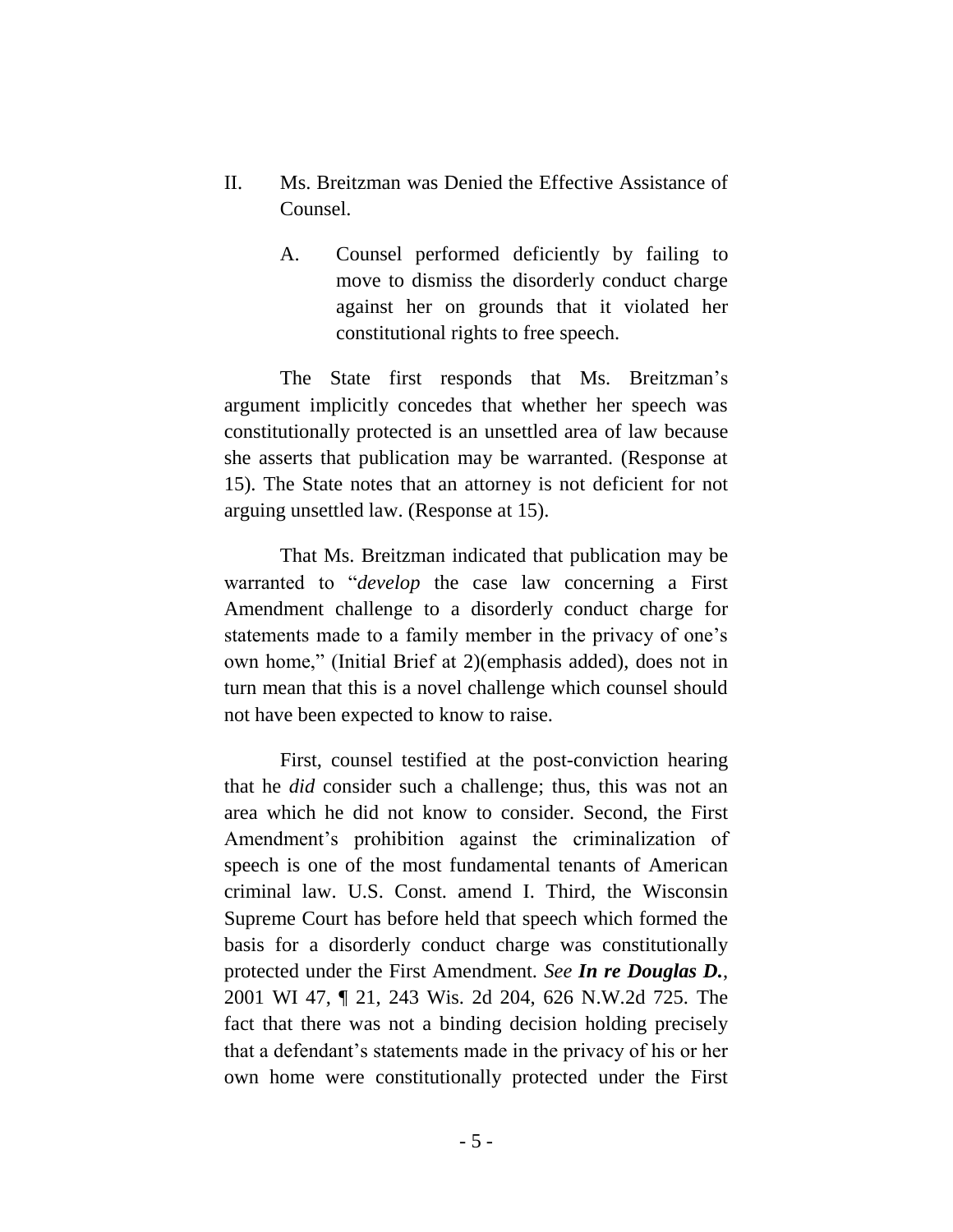## II. Ms. Breitzman was Denied the Effective Assistance of Counsel.

### A. Counsel performed deficiently by failing to move to dismiss the disorderly conduct charge against her on grounds that it violated her constitutional rights to free speech.

The State first responds that Ms. Breitzman's argument implicitly concedes that whether her speech was constitutionally protected is an unsettled area of law because she asserts that publication may be warranted. (Response at 15). The State notes that an attorney is not deficient for not arguing unsettled law. (Response at 15).

That Ms. Breitzman indicated that publication may be warranted to "*develop* the case law concerning a First Amendment challenge to a disorderly conduct charge for statements made to a family member in the privacy of one's own home," (Initial Brief at 2)(emphasis added), does not in turn mean that this is a novel challenge which counsel should not have been expected to know to raise.

First, counsel testified at the post-conviction hearing that he *did* consider such a challenge; thus, this was not an area which he did not know to consider. Second, the First Amendment's prohibition against the criminalization of speech is one of the most fundamental tenants of American criminal law. U.S. Const. amend I. Third, the Wisconsin Supreme Court has before held that speech which formed the basis for a disorderly conduct charge was constitutionally protected under the First Amendment. *See* ***In re Douglas D.***, 2001 WI 47, ¶ 21, 243 Wis. 2d 204, 626 N.W.2d 725. The fact that there was not a binding decision holding precisely that a defendant's statements made in the privacy of his or her own home were constitutionally protected under the First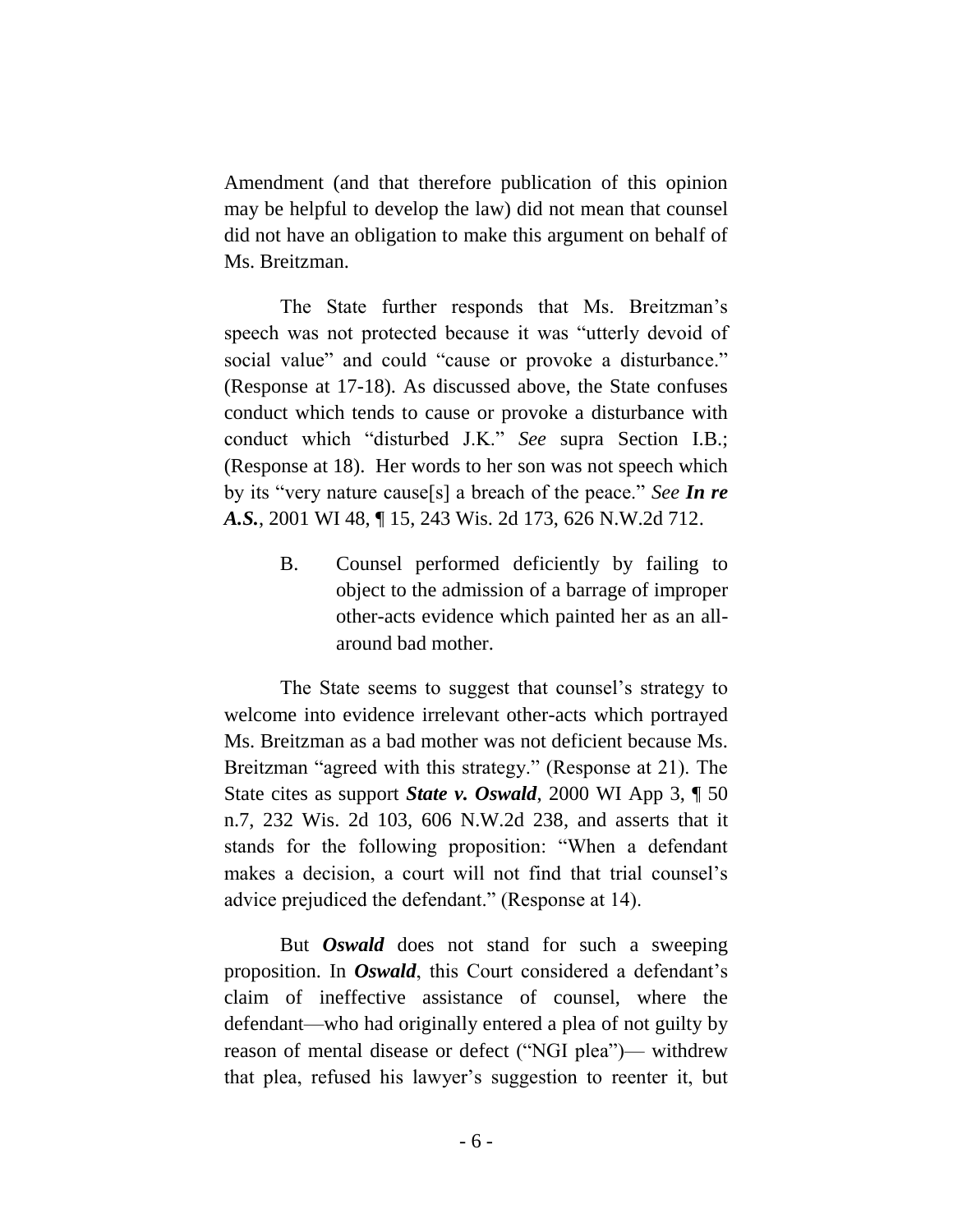Amendment (and that therefore publication of this opinion may be helpful to develop the law) did not mean that counsel did not have an obligation to make this argument on behalf of Ms. Breitzman.

The State further responds that Ms. Breitzman's speech was not protected because it was "utterly devoid of social value" and could "cause or provoke a disturbance." (Response at 17-18). As discussed above, the State confuses conduct which tends to cause or provoke a disturbance with conduct which "disturbed J.K." *See* supra Section I.B.; (Response at 18). Her words to her son was not speech which by its "very nature cause[s] a breach of the peace." *See* ***In re A.S.***, 2001 WI 48, ¶ 15, 243 Wis. 2d 173, 626 N.W.2d 712.

B. Counsel performed deficiently by failing to object to the admission of a barrage of improper other-acts evidence which painted her as an all-around bad mother.

The State seems to suggest that counsel's strategy to welcome into evidence irrelevant other-acts which portrayed Ms. Breitzman as a bad mother was not deficient because Ms. Breitzman "agreed with this strategy." (Response at 21). The State cites as support ***State v. Oswald***, 2000 WI App 3, ¶ 50 n.7, 232 Wis. 2d 103, 606 N.W.2d 238, and asserts that it stands for the following proposition: "When a defendant makes a decision, a court will not find that trial counsel's advice prejudiced the defendant." (Response at 14).

But ***Oswald*** does not stand for such a sweeping proposition. In ***Oswald***, this Court considered a defendant's claim of ineffective assistance of counsel, where the defendant—who had originally entered a plea of not guilty by reason of mental disease or defect ("NGI plea")— withdrew that plea, refused his lawyer's suggestion to reenter it, but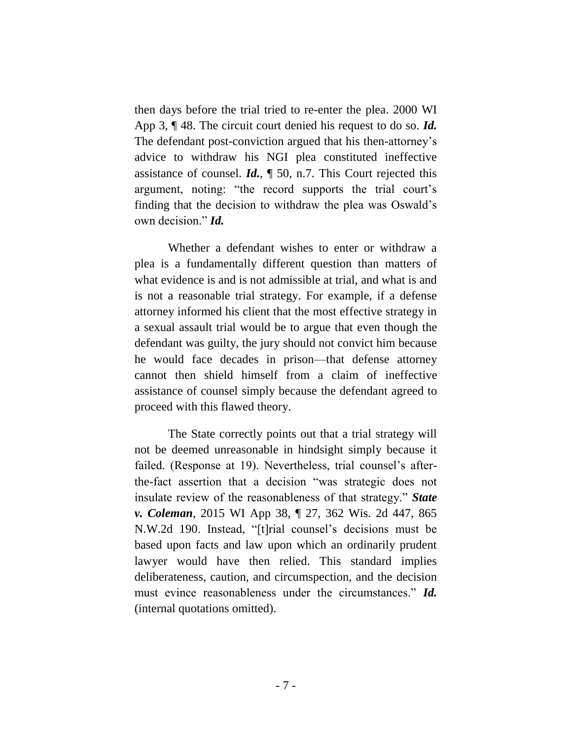then days before the trial tried to re-enter the plea. 2000 WI App 3, ¶ 48. The circuit court denied his request to do so. ***Id.*** The defendant post-conviction argued that his then-attorney's advice to withdraw his NGI plea constituted ineffective assistance of counsel. ***Id.***, ¶ 50, n.7. This Court rejected this argument, noting: "the record supports the trial court's finding that the decision to withdraw the plea was Oswald's own decision." ***Id.***

Whether a defendant wishes to enter or withdraw a plea is a fundamentally different question than matters of what evidence is and is not admissible at trial, and what is and is not a reasonable trial strategy. For example, if a defense attorney informed his client that the most effective strategy in a sexual assault trial would be to argue that even though the defendant was guilty, the jury should not convict him because he would face decades in prison—that defense attorney cannot then shield himself from a claim of ineffective assistance of counsel simply because the defendant agreed to proceed with this flawed theory.

The State correctly points out that a trial strategy will not be deemed unreasonable in hindsight simply because it failed. (Response at 19). Nevertheless, trial counsel's after-the-fact assertion that a decision "was strategic does not insulate review of the reasonableness of that strategy." ***State v. Coleman***, 2015 WI App 38, ¶ 27, 362 Wis. 2d 447, 865 N.W.2d 190. Instead, "[t]rial counsel's decisions must be based upon facts and law upon which an ordinarily prudent lawyer would have then relied. This standard implies deliberateness, caution, and circumspection, and the decision must evince reasonableness under the circumstances." ***Id.*** (internal quotations omitted).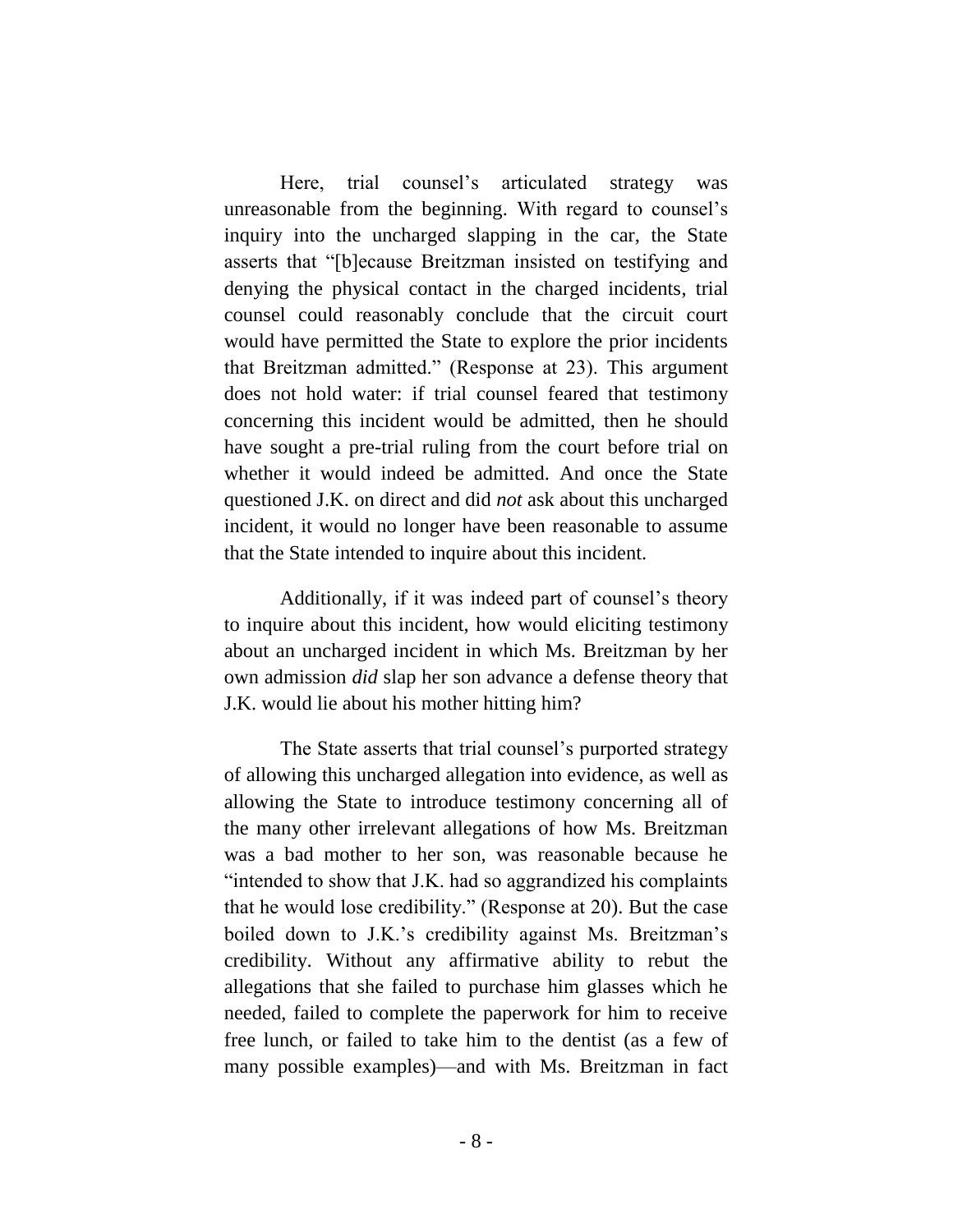Here, trial counsel's articulated strategy was unreasonable from the beginning. With regard to counsel's inquiry into the uncharged slapping in the car, the State asserts that "[b]ecause Breitzman insisted on testifying and denying the physical contact in the charged incidents, trial counsel could reasonably conclude that the circuit court would have permitted the State to explore the prior incidents that Breitzman admitted." (Response at 23). This argument does not hold water: if trial counsel feared that testimony concerning this incident would be admitted, then he should have sought a pre-trial ruling from the court before trial on whether it would indeed be admitted. And once the State questioned J.K. on direct and did *not* ask about this uncharged incident, it would no longer have been reasonable to assume that the State intended to inquire about this incident.

Additionally, if it was indeed part of counsel's theory to inquire about this incident, how would eliciting testimony about an uncharged incident in which Ms. Breitzman by her own admission *did* slap her son advance a defense theory that J.K. would lie about his mother hitting him?

The State asserts that trial counsel's purported strategy of allowing this uncharged allegation into evidence, as well as allowing the State to introduce testimony concerning all of the many other irrelevant allegations of how Ms. Breitzman was a bad mother to her son, was reasonable because he "intended to show that J.K. had so aggrandized his complaints that he would lose credibility." (Response at 20). But the case boiled down to J.K.'s credibility against Ms. Breitzman's credibility. Without any affirmative ability to rebut the allegations that she failed to purchase him glasses which he needed, failed to complete the paperwork for him to receive free lunch, or failed to take him to the dentist (as a few of many possible examples)—and with Ms. Breitzman in fact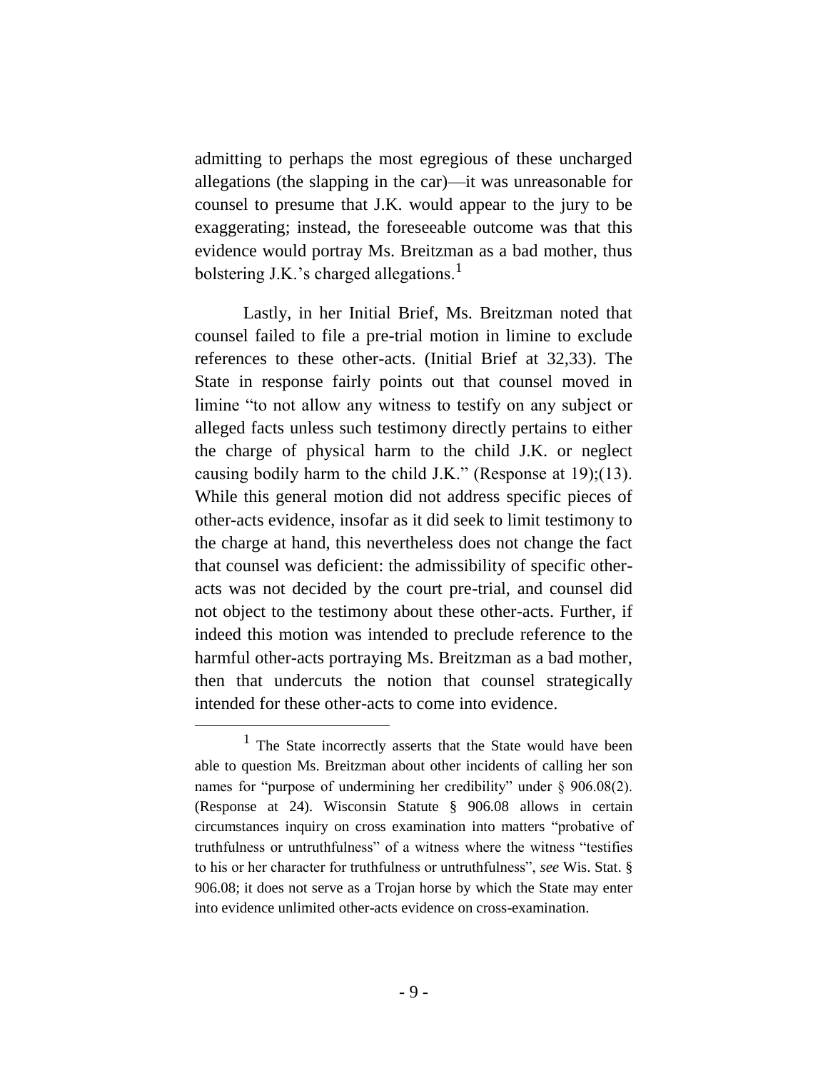admitting to perhaps the most egregious of these uncharged allegations (the slapping in the car)—it was unreasonable for counsel to presume that J.K. would appear to the jury to be exaggerating; instead, the foreseeable outcome was that this evidence would portray Ms. Breitzman as a bad mother, thus bolstering J.K.'s charged allegations.[1]

Lastly, in her Initial Brief, Ms. Breitzman noted that counsel failed to file a pre-trial motion in limine to exclude references to these other-acts. (Initial Brief at 32,33). The State in response fairly points out that counsel moved in limine "to not allow any witness to testify on any subject or alleged facts unless such testimony directly pertains to either the charge of physical harm to the child J.K. or neglect causing bodily harm to the child J.K." (Response at 19);(13). While this general motion did not address specific pieces of other-acts evidence, insofar as it did seek to limit testimony to the charge at hand, this nevertheless does not change the fact that counsel was deficient: the admissibility of specific other-acts was not decided by the court pre-trial, and counsel did not object to the testimony about these other-acts. Further, if indeed this motion was intended to preclude reference to the harmful other-acts portraying Ms. Breitzman as a bad mother, then that undercuts the notion that counsel strategically intended for these other-acts to come into evidence.

---

[1] The State incorrectly asserts that the State would have been able to question Ms. Breitzman about other incidents of calling her son names for "purpose of undermining her credibility" under § 906.08(2). (Response at 24). Wisconsin Statute § 906.08 allows in certain circumstances inquiry on cross examination into matters "probative of truthfulness or untruthfulness" of a witness where the witness "testifies to his or her character for truthfulness or untruthfulness", *see* Wis. Stat. § 906.08; it does not serve as a Trojan horse by which the State may enter into evidence unlimited other-acts evidence on cross-examination.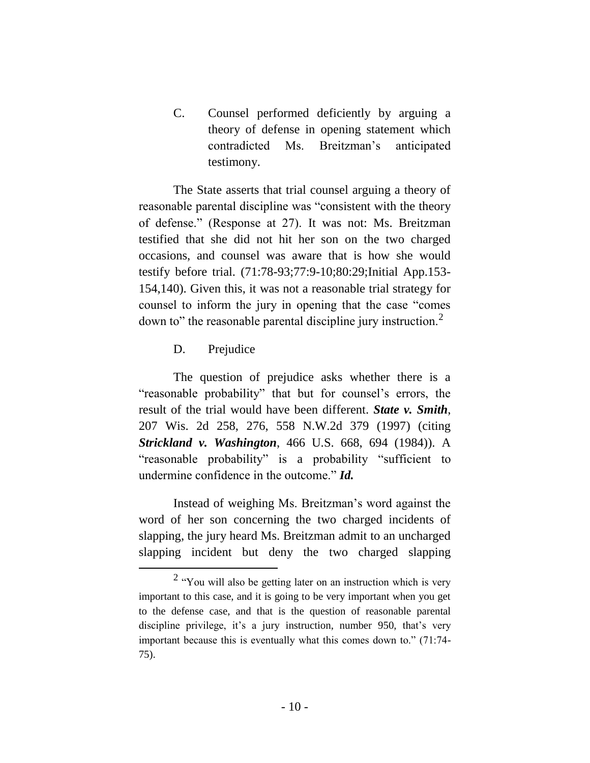C. Counsel performed deficiently by arguing a theory of defense in opening statement which contradicted Ms. Breitzman's anticipated testimony.

The State asserts that trial counsel arguing a theory of reasonable parental discipline was "consistent with the theory of defense." (Response at 27). It was not: Ms. Breitzman testified that she did not hit her son on the two charged occasions, and counsel was aware that is how she would testify before trial. (71:78-93;77:9-10;80:29;Initial App.153-154,140). Given this, it was not a reasonable trial strategy for counsel to inform the jury in opening that the case "comes down to" the reasonable parental discipline jury instruction.[2]

D. Prejudice

The question of prejudice asks whether there is a "reasonable probability" that but for counsel's errors, the result of the trial would have been different. ***State v. Smith***, 207 Wis. 2d 258, 276, 558 N.W.2d 379 (1997) (citing ***Strickland v. Washington***, 466 U.S. 668, 694 (1984)). A "reasonable probability" is a probability "sufficient to undermine confidence in the outcome." ***Id.***

Instead of weighing Ms. Breitzman's word against the word of her son concerning the two charged incidents of slapping, the jury heard Ms. Breitzman admit to an uncharged slapping incident but deny the two charged slapping

[2] "You will also be getting later on an instruction which is very important to this case, and it is going to be very important when you get to the defense case, and that is the question of reasonable parental discipline privilege, it's a jury instruction, number 950, that's very important because this is eventually what this comes down to." (71:74-75).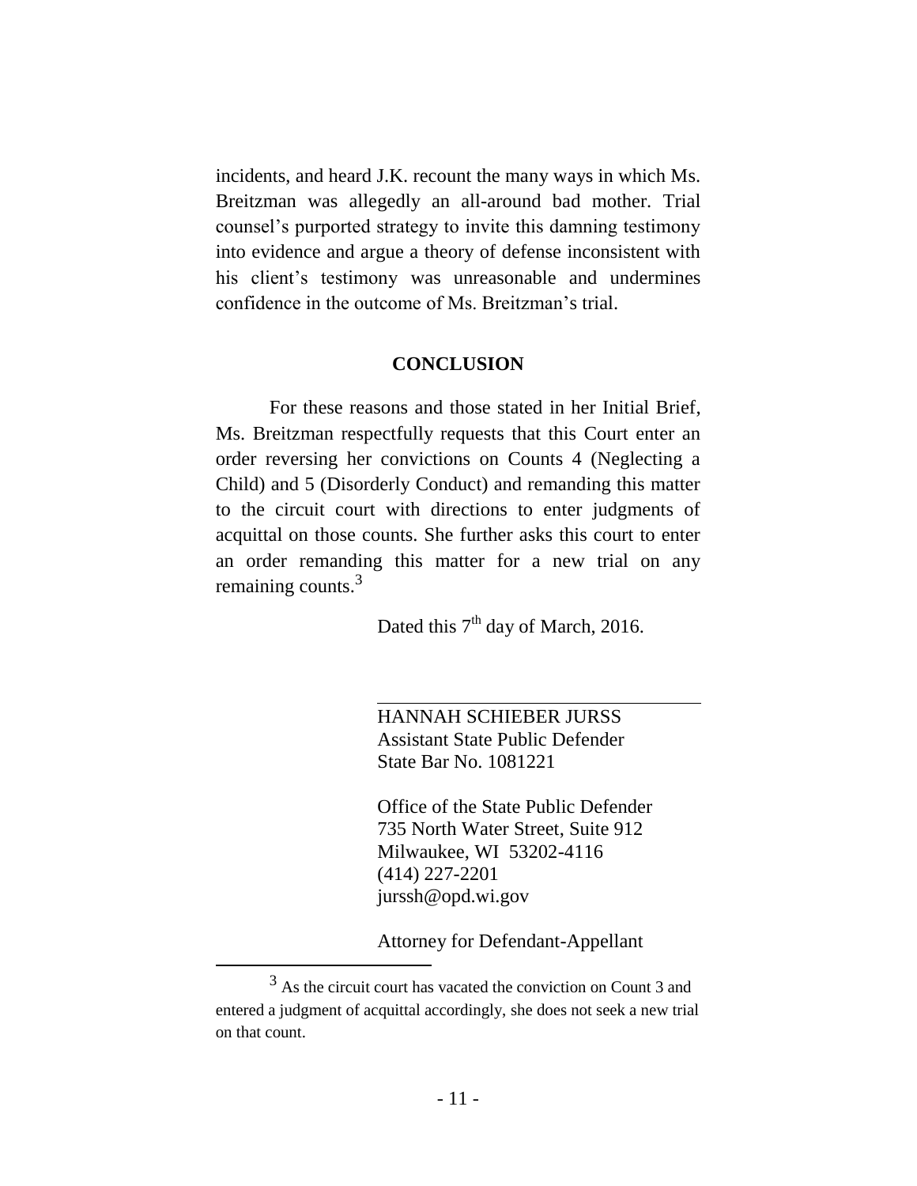incidents, and heard J.K. recount the many ways in which Ms. Breitzman was allegedly an all-around bad mother. Trial counsel's purported strategy to invite this damning testimony into evidence and argue a theory of defense inconsistent with his client's testimony was unreasonable and undermines confidence in the outcome of Ms. Breitzman's trial.

## CONCLUSION

For these reasons and those stated in her Initial Brief, Ms. Breitzman respectfully requests that this Court enter an order reversing her convictions on Counts 4 (Neglecting a Child) and 5 (Disorderly Conduct) and remanding this matter to the circuit court with directions to enter judgments of acquittal on those counts. She further asks this court to enter an order remanding this matter for a new trial on any remaining counts.[3]

Dated this 7th day of March, 2016.

\_\_\_\_\_\_\_\_\_\_\_\_\_\_\_\_\_\_\_\_\_\_\_\_\_\_\_\_\_\_

HANNAH SCHIEBER JURSS
Assistant State Public Defender
State Bar No. 1081221

Office of the State Public Defender
735 North Water Street, Suite 912
Milwaukee, WI 53202-4116
(414) 227-2201
jurssh@opd.wi.gov

Attorney for Defendant-Appellant

---

[3] As the circuit court has vacated the conviction on Count 3 and entered a judgment of acquittal accordingly, she does not seek a new trial on that count.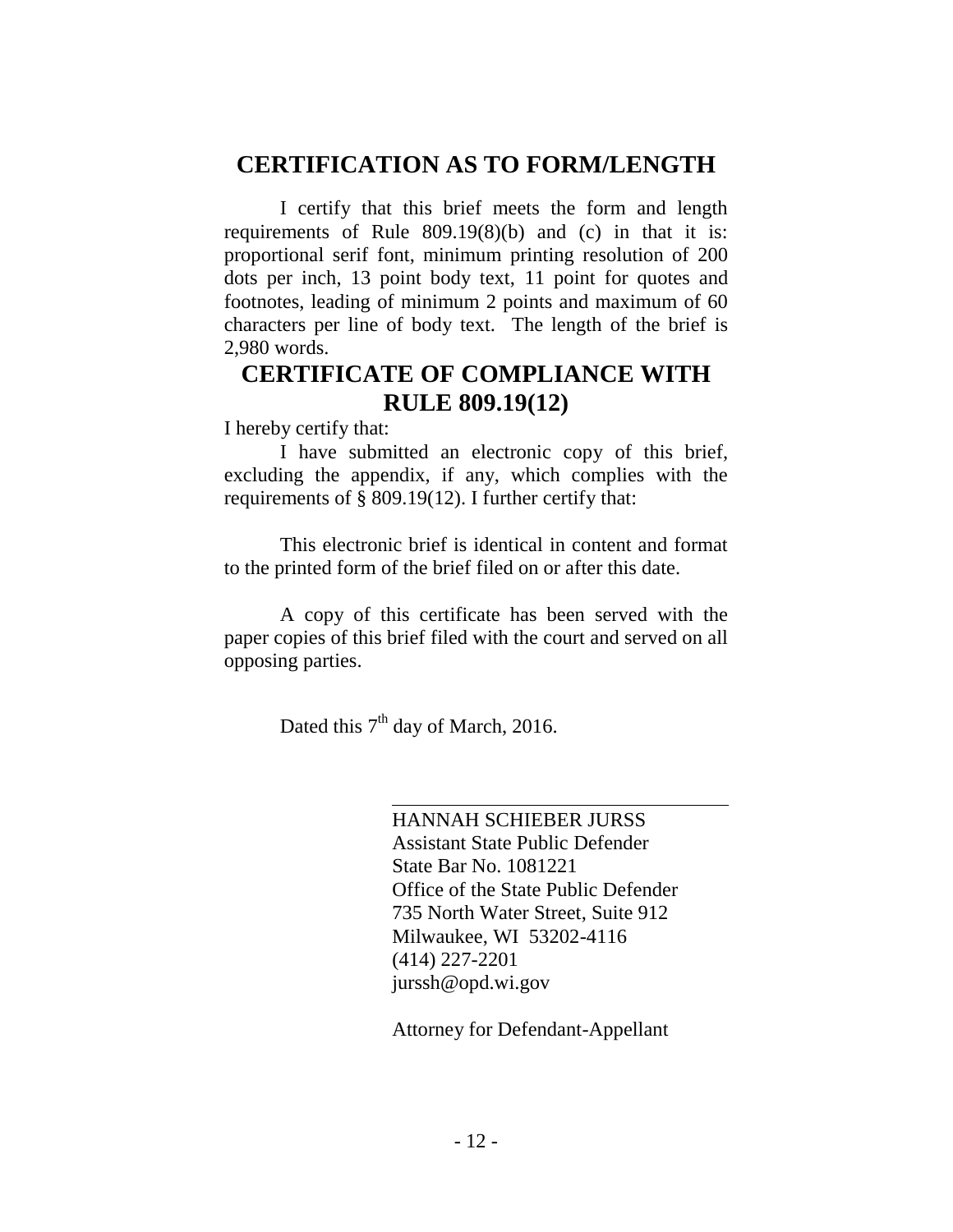## CERTIFICATION AS TO FORM/LENGTH

I certify that this brief meets the form and length requirements of Rule 809.19(8)(b) and (c) in that it is: proportional serif font, minimum printing resolution of 200 dots per inch, 13 point body text, 11 point for quotes and footnotes, leading of minimum 2 points and maximum of 60 characters per line of body text. The length of the brief is 2,980 words.

## CERTIFICATE OF COMPLIANCE WITH RULE 809.19(12)

I hereby certify that:

I have submitted an electronic copy of this brief, excluding the appendix, if any, which complies with the requirements of § 809.19(12). I further certify that:

This electronic brief is identical in content and format to the printed form of the brief filed on or after this date.

A copy of this certificate has been served with the paper copies of this brief filed with the court and served on all opposing parties.

Dated this 7th day of March, 2016.

HANNAH SCHIEBER JURSS
Assistant State Public Defender
State Bar No. 1081221
Office of the State Public Defender
735 North Water Street, Suite 912
Milwaukee, WI 53202-4116
(414) 227-2201
jurssh@opd.wi.gov

Attorney for Defendant-Appellant